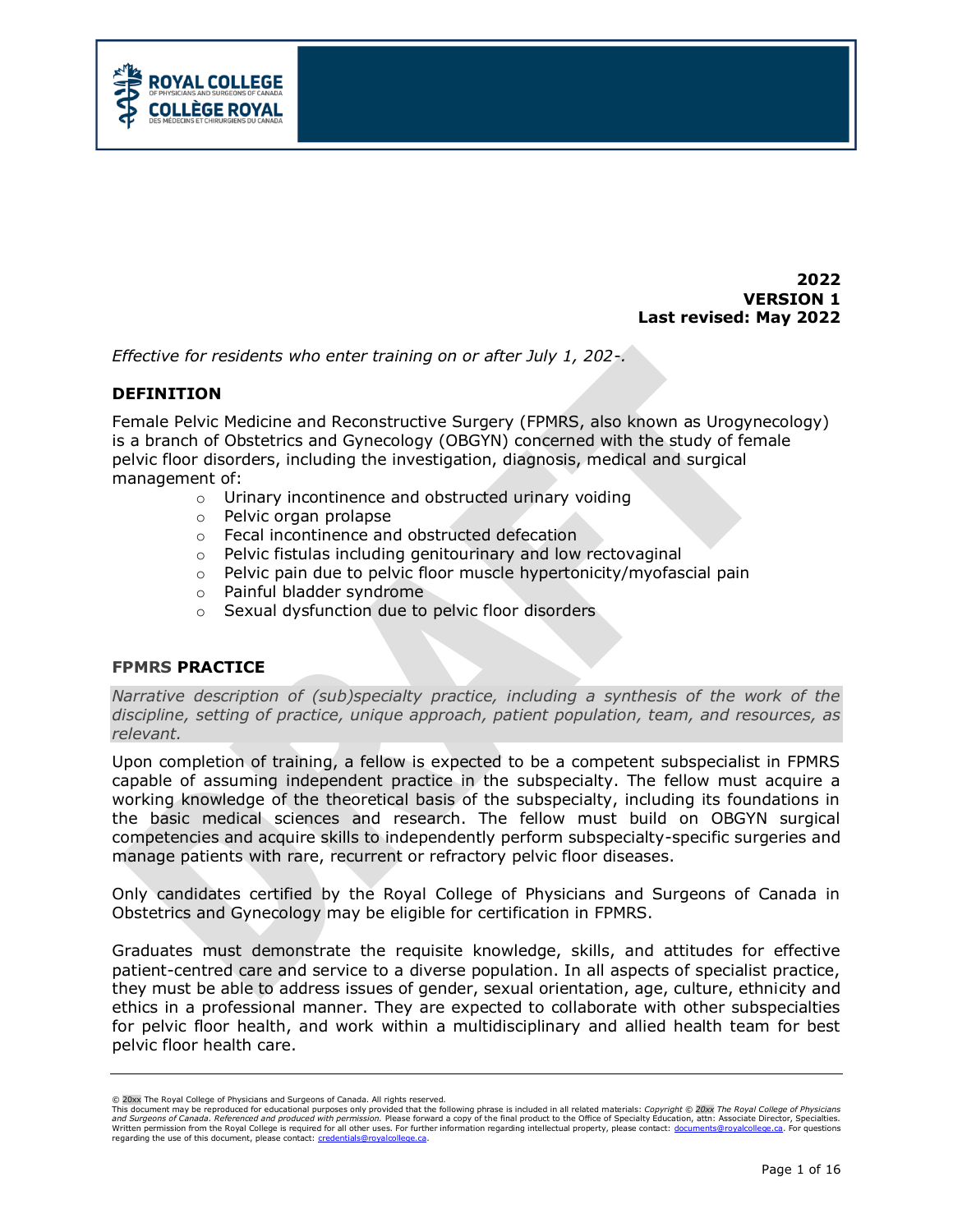**2022**
**VERSION 1**
**Last revised: May 2022**

*Effective for residents who enter training on or after July 1, 202-.*

## DEFINITION

Female Pelvic Medicine and Reconstructive Surgery (FPMRS, also known as Urogynecology) is a branch of Obstetrics and Gynecology (OBGYN) concerned with the study of female pelvic floor disorders, including the investigation, diagnosis, medical and surgical management of:

- Urinary incontinence and obstructed urinary voiding
- Pelvic organ prolapse
- Fecal incontinence and obstructed defecation
- Pelvic fistulas including genitourinary and low rectovaginal
- Pelvic pain due to pelvic floor muscle hypertonicity/myofascial pain
- Painful bladder syndrome
- Sexual dysfunction due to pelvic floor disorders

## FPMRS PRACTICE

*Narrative description of (sub)specialty practice, including a synthesis of the work of the discipline, setting of practice, unique approach, patient population, team, and resources, as relevant.*

Upon completion of training, a fellow is expected to be a competent subspecialist in FPMRS capable of assuming independent practice in the subspecialty. The fellow must acquire a working knowledge of the theoretical basis of the subspecialty, including its foundations in the basic medical sciences and research. The fellow must build on OBGYN surgical competencies and acquire skills to independently perform subspecialty-specific surgeries and manage patients with rare, recurrent or refractory pelvic floor diseases.

Only candidates certified by the Royal College of Physicians and Surgeons of Canada in Obstetrics and Gynecology may be eligible for certification in FPMRS.

Graduates must demonstrate the requisite knowledge, skills, and attitudes for effective patient-centred care and service to a diverse population. In all aspects of specialist practice, they must be able to address issues of gender, sexual orientation, age, culture, ethnicity and ethics in a professional manner. They are expected to collaborate with other subspecialties for pelvic floor health, and work within a multidisciplinary and allied health team for best pelvic floor health care.

---

© 20xx The Royal College of Physicians and Surgeons of Canada. All rights reserved.
This document may be reproduced for educational purposes only provided that the following phrase is included in all related materials: *Copyright © 20xx The Royal College of Physicians and Surgeons of Canada. Referenced and produced with permission.* Please forward a copy of the final product to the Office of Specialty Education, attn: Associate Director, Specialties. Written permission from the Royal College is required for all other uses. For further information regarding intellectual property, please contact: documents@royalcollege.ca. For questions regarding the use of this document, please contact: credentials@royalcollege.ca.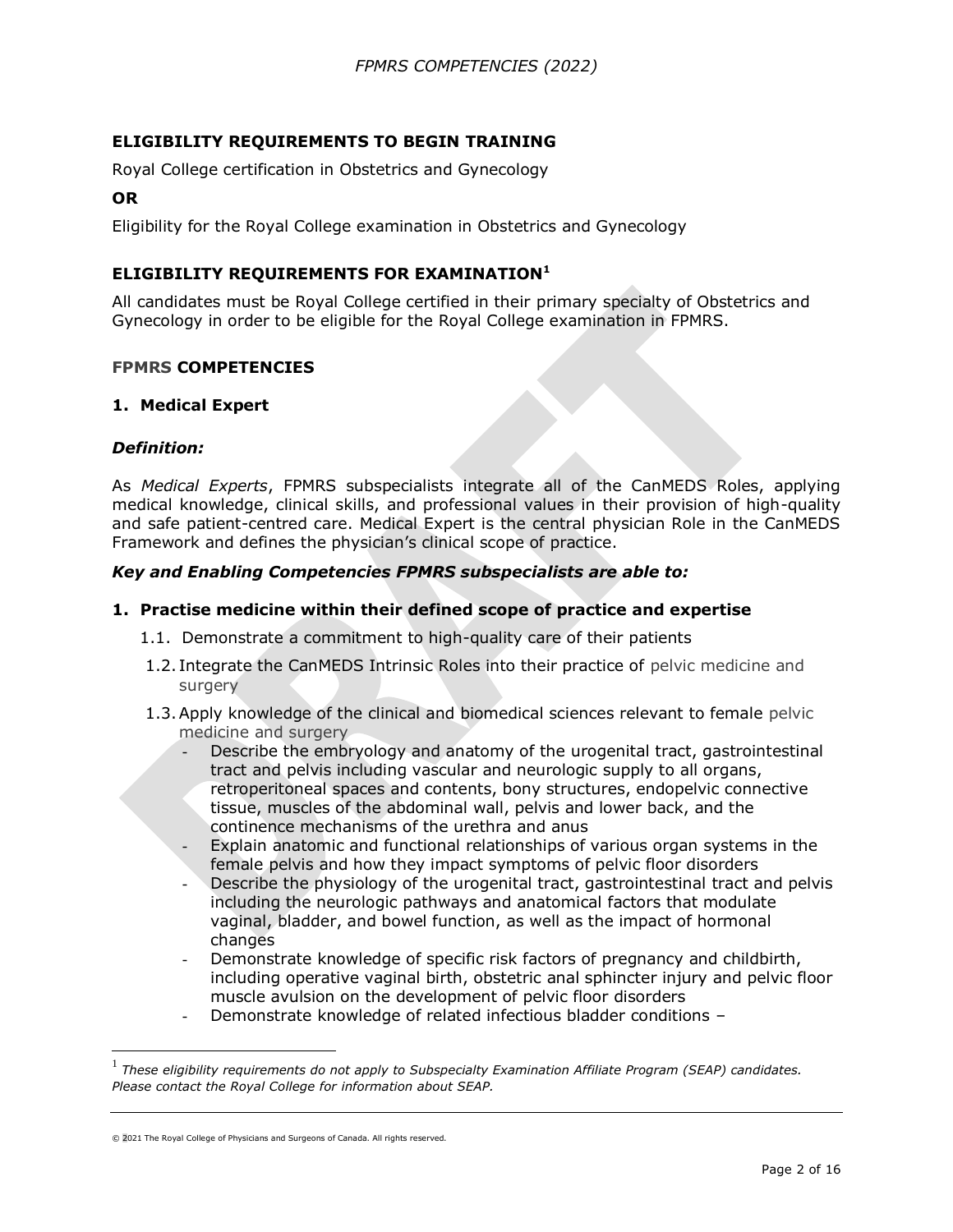**ELIGIBILITY REQUIREMENTS TO BEGIN TRAINING**

Royal College certification in Obstetrics and Gynecology

**OR**

Eligibility for the Royal College examination in Obstetrics and Gynecology

**ELIGIBILITY REQUIREMENTS FOR EXAMINATION**[1]

All candidates must be Royal College certified in their primary specialty of Obstetrics and Gynecology in order to be eligible for the Royal College examination in FPMRS.

**FPMRS COMPETENCIES**

**1. Medical Expert**

***Definition:***

As *Medical Experts*, FPMRS subspecialists integrate all of the CanMEDS Roles, applying medical knowledge, clinical skills, and professional values in their provision of high-quality and safe patient-centred care. Medical Expert is the central physician Role in the CanMEDS Framework and defines the physician's clinical scope of practice.

***Key and Enabling Competencies FPMRS subspecialists are able to:***

**1. Practise medicine within their defined scope of practice and expertise**

- 1.1. Demonstrate a commitment to high-quality care of their patients
- 1.2. Integrate the CanMEDS Intrinsic Roles into their practice of pelvic medicine and surgery
- 1.3. Apply knowledge of the clinical and biomedical sciences relevant to female pelvic medicine and surgery
  - Describe the embryology and anatomy of the urogenital tract, gastrointestinal tract and pelvis including vascular and neurologic supply to all organs, retroperitoneal spaces and contents, bony structures, endopelvic connective tissue, muscles of the abdominal wall, pelvis and lower back, and the continence mechanisms of the urethra and anus
  - Explain anatomic and functional relationships of various organ systems in the female pelvis and how they impact symptoms of pelvic floor disorders
  - Describe the physiology of the urogenital tract, gastrointestinal tract and pelvis including the neurologic pathways and anatomical factors that modulate vaginal, bladder, and bowel function, as well as the impact of hormonal changes
  - Demonstrate knowledge of specific risk factors of pregnancy and childbirth, including operative vaginal birth, obstetric anal sphincter injury and pelvic floor muscle avulsion on the development of pelvic floor disorders
  - Demonstrate knowledge of related infectious bladder conditions –

[1] *These eligibility requirements do not apply to Subspecialty Examination Affiliate Program (SEAP) candidates. Please contact the Royal College for information about SEAP.*

© 2021 The Royal College of Physicians and Surgeons of Canada. All rights reserved.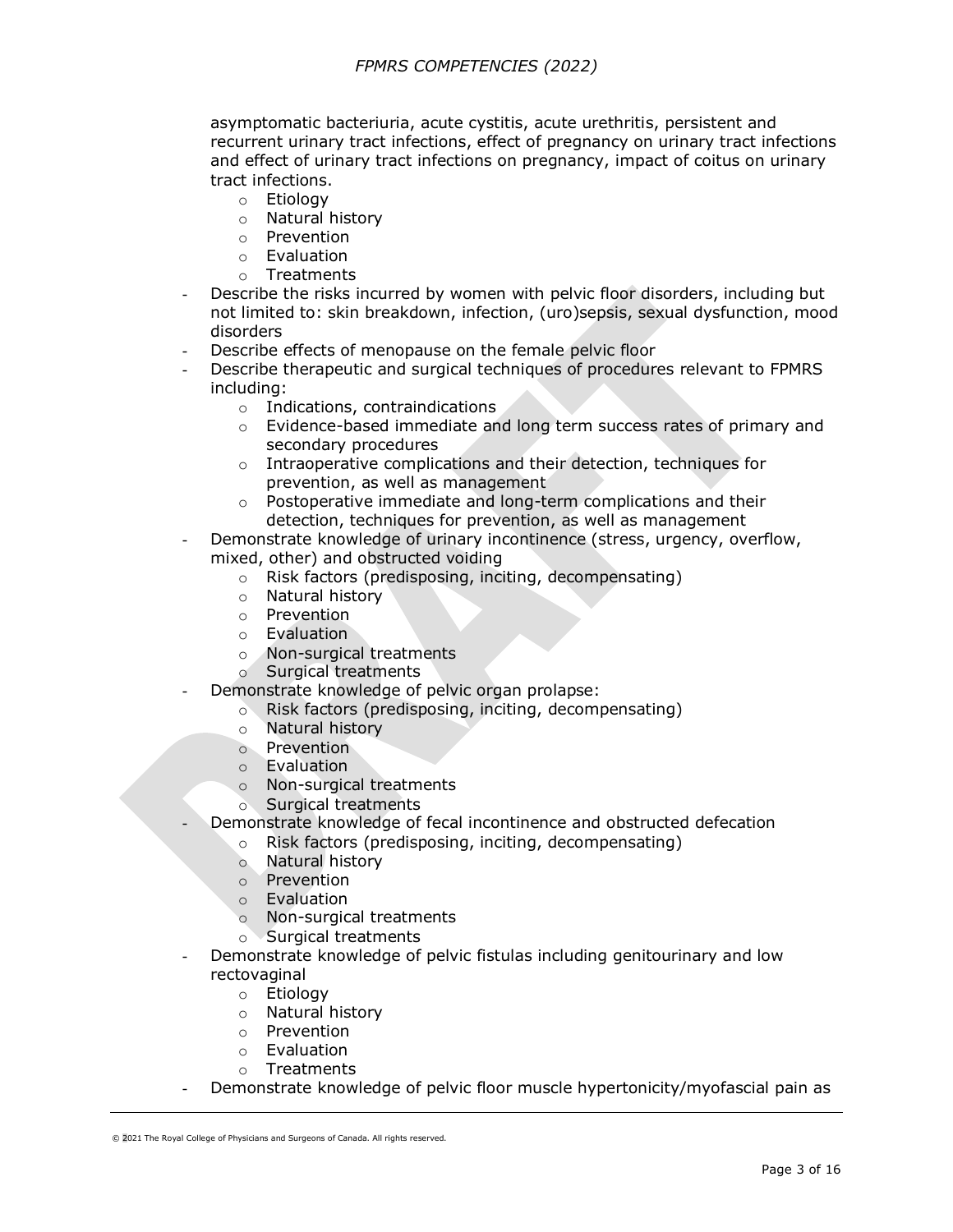asymptomatic bacteriuria, acute cystitis, acute urethritis, persistent and recurrent urinary tract infections, effect of pregnancy on urinary tract infections and effect of urinary tract infections on pregnancy, impact of coitus on urinary tract infections.
  - Etiology
  - Natural history
  - Prevention
  - Evaluation
  - Treatments
- Describe the risks incurred by women with pelvic floor disorders, including but not limited to: skin breakdown, infection, (uro)sepsis, sexual dysfunction, mood disorders
- Describe effects of menopause on the female pelvic floor
- Describe therapeutic and surgical techniques of procedures relevant to FPMRS including:
  - Indications, contraindications
  - Evidence-based immediate and long term success rates of primary and secondary procedures
  - Intraoperative complications and their detection, techniques for prevention, as well as management
  - Postoperative immediate and long-term complications and their detection, techniques for prevention, as well as management
- Demonstrate knowledge of urinary incontinence (stress, urgency, overflow, mixed, other) and obstructed voiding
  - Risk factors (predisposing, inciting, decompensating)
  - Natural history
  - Prevention
  - Evaluation
  - Non-surgical treatments
  - Surgical treatments
- Demonstrate knowledge of pelvic organ prolapse:
  - Risk factors (predisposing, inciting, decompensating)
  - Natural history
  - Prevention
  - Evaluation
  - Non-surgical treatments
  - Surgical treatments
- Demonstrate knowledge of fecal incontinence and obstructed defecation
  - Risk factors (predisposing, inciting, decompensating)
  - Natural history
  - Prevention
  - Evaluation
  - Non-surgical treatments
  - Surgical treatments
- Demonstrate knowledge of pelvic fistulas including genitourinary and low rectovaginal
  - Etiology
  - Natural history
  - Prevention
  - Evaluation
  - Treatments
- Demonstrate knowledge of pelvic floor muscle hypertonicity/myofascial pain as

© 2021 The Royal College of Physicians and Surgeons of Canada. All rights reserved.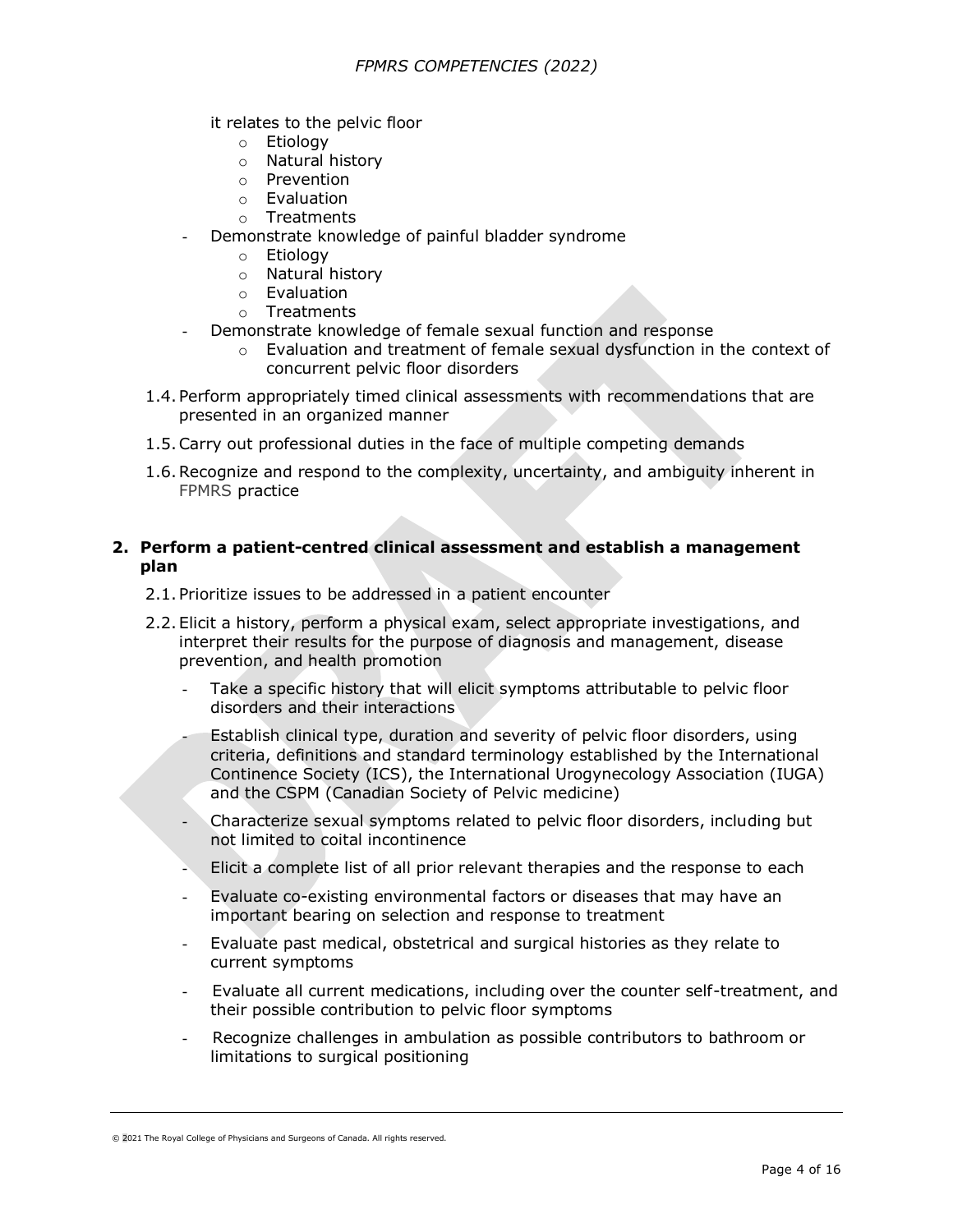it relates to the pelvic floor
    - Etiology
    - Natural history
    - Prevention
    - Evaluation
    - Treatments
- Demonstrate knowledge of painful bladder syndrome
    - Etiology
    - Natural history
    - Evaluation
    - Treatments
- Demonstrate knowledge of female sexual function and response
    - Evaluation and treatment of female sexual dysfunction in the context of concurrent pelvic floor disorders

1.4. Perform appropriately timed clinical assessments with recommendations that are presented in an organized manner

1.5. Carry out professional duties in the face of multiple competing demands

1.6. Recognize and respond to the complexity, uncertainty, and ambiguity inherent in FPMRS practice

## 2. Perform a patient-centred clinical assessment and establish a management plan

2.1. Prioritize issues to be addressed in a patient encounter

2.2. Elicit a history, perform a physical exam, select appropriate investigations, and interpret their results for the purpose of diagnosis and management, disease prevention, and health promotion

- Take a specific history that will elicit symptoms attributable to pelvic floor disorders and their interactions
- Establish clinical type, duration and severity of pelvic floor disorders, using criteria, definitions and standard terminology established by the International Continence Society (ICS), the International Urogynecology Association (IUGA) and the CSPM (Canadian Society of Pelvic medicine)
- Characterize sexual symptoms related to pelvic floor disorders, including but not limited to coital incontinence
- Elicit a complete list of all prior relevant therapies and the response to each
- Evaluate co-existing environmental factors or diseases that may have an important bearing on selection and response to treatment
- Evaluate past medical, obstetrical and surgical histories as they relate to current symptoms
- Evaluate all current medications, including over the counter self-treatment, and their possible contribution to pelvic floor symptoms
- Recognize challenges in ambulation as possible contributors to bathroom or limitations to surgical positioning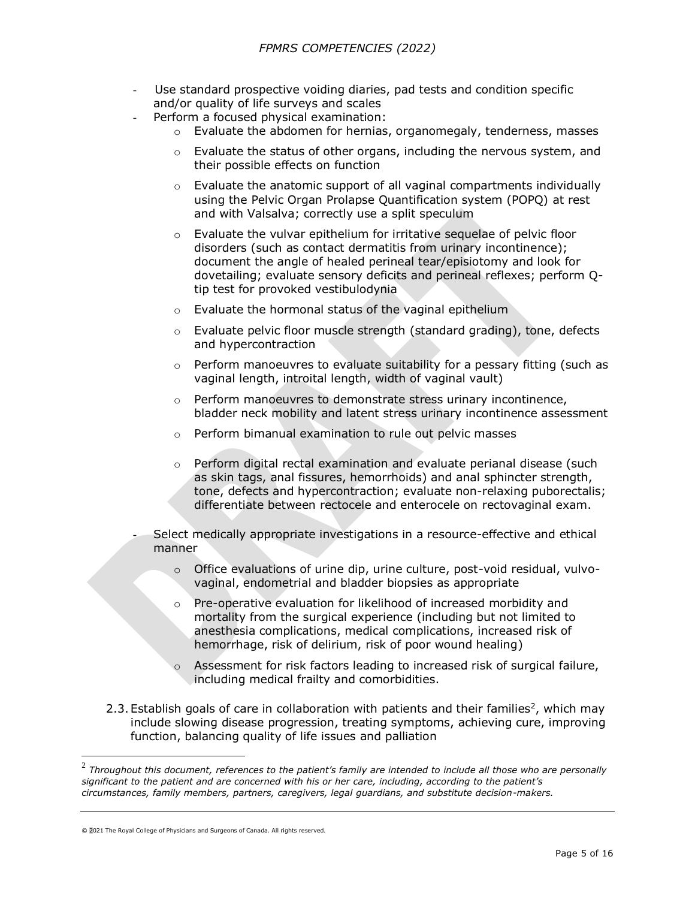- Use standard prospective voiding diaries, pad tests and condition specific and/or quality of life surveys and scales
- Perform a focused physical examination:
  - Evaluate the abdomen for hernias, organomegaly, tenderness, masses
  - Evaluate the status of other organs, including the nervous system, and their possible effects on function
  - Evaluate the anatomic support of all vaginal compartments individually using the Pelvic Organ Prolapse Quantification system (POPQ) at rest and with Valsalva; correctly use a split speculum
  - Evaluate the vulvar epithelium for irritative sequelae of pelvic floor disorders (such as contact dermatitis from urinary incontinence); document the angle of healed perineal tear/episiotomy and look for dovetailing; evaluate sensory deficits and perineal reflexes; perform Q-tip test for provoked vestibulodynia
  - Evaluate the hormonal status of the vaginal epithelium
  - Evaluate pelvic floor muscle strength (standard grading), tone, defects and hypercontraction
  - Perform manoeuvres to evaluate suitability for a pessary fitting (such as vaginal length, introital length, width of vaginal vault)
  - Perform manoeuvres to demonstrate stress urinary incontinence, bladder neck mobility and latent stress urinary incontinence assessment
  - Perform bimanual examination to rule out pelvic masses
  - Perform digital rectal examination and evaluate perianal disease (such as skin tags, anal fissures, hemorrhoids) and anal sphincter strength, tone, defects and hypercontraction; evaluate non-relaxing puborectalis; differentiate between rectocele and enterocele on rectovaginal exam.
- Select medically appropriate investigations in a resource-effective and ethical manner
  - Office evaluations of urine dip, urine culture, post-void residual, vulvo-vaginal, endometrial and bladder biopsies as appropriate
  - Pre-operative evaluation for likelihood of increased morbidity and mortality from the surgical experience (including but not limited to anesthesia complications, medical complications, increased risk of hemorrhage, risk of delirium, risk of poor wound healing)
  - Assessment for risk factors leading to increased risk of surgical failure, including medical frailty and comorbidities.

2.3. Establish goals of care in collaboration with patients and their families[2], which may include slowing disease progression, treating symptoms, achieving cure, improving function, balancing quality of life issues and palliation

---

[2] *Throughout this document, references to the patient's family are intended to include all those who are personally significant to the patient and are concerned with his or her care, including, according to the patient's circumstances, family members, partners, caregivers, legal guardians, and substitute decision-makers.*

© 2021 The Royal College of Physicians and Surgeons of Canada. All rights reserved.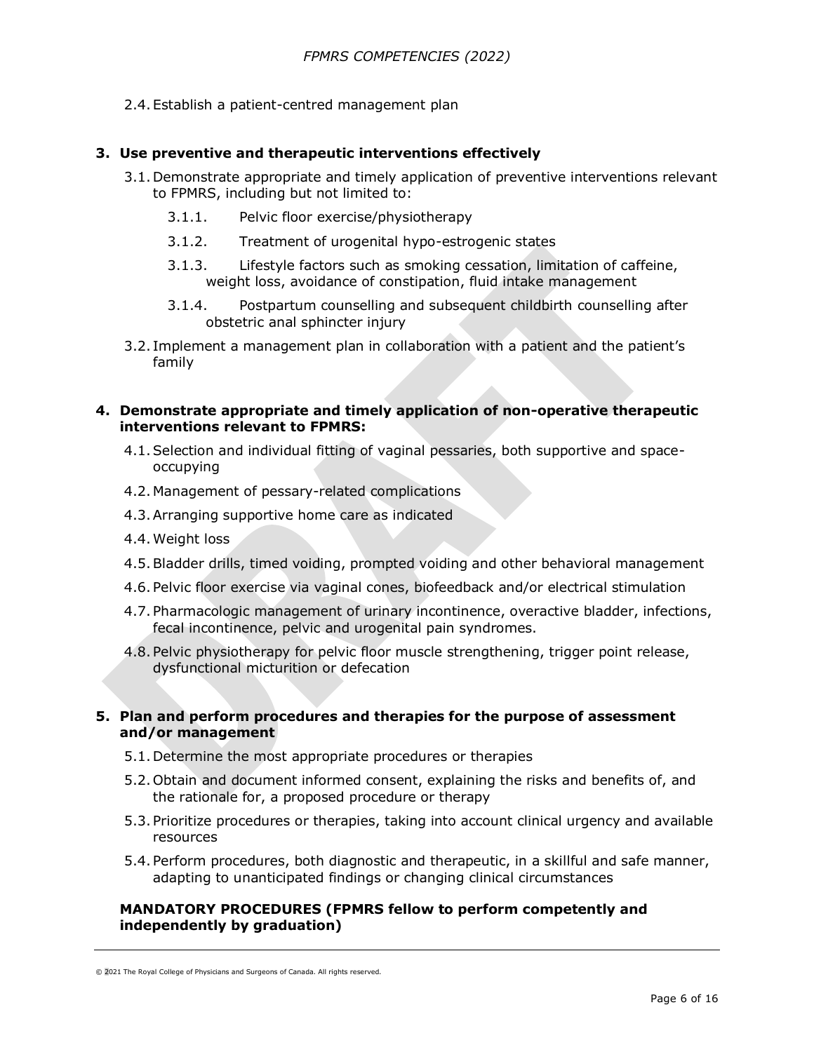2.4. Establish a patient-centred management plan

**3. Use preventive and therapeutic interventions effectively**

3.1. Demonstrate appropriate and timely application of preventive interventions relevant to FPMRS, including but not limited to:

3.1.1. Pelvic floor exercise/physiotherapy

3.1.2. Treatment of urogenital hypo-estrogenic states

3.1.3. Lifestyle factors such as smoking cessation, limitation of caffeine, weight loss, avoidance of constipation, fluid intake management

3.1.4. Postpartum counselling and subsequent childbirth counselling after obstetric anal sphincter injury

3.2. Implement a management plan in collaboration with a patient and the patient's family

**4. Demonstrate appropriate and timely application of non-operative therapeutic interventions relevant to FPMRS:**

4.1. Selection and individual fitting of vaginal pessaries, both supportive and space-occupying

4.2. Management of pessary-related complications

4.3. Arranging supportive home care as indicated

4.4. Weight loss

4.5. Bladder drills, timed voiding, prompted voiding and other behavioral management

4.6. Pelvic floor exercise via vaginal cones, biofeedback and/or electrical stimulation

4.7. Pharmacologic management of urinary incontinence, overactive bladder, infections, fecal incontinence, pelvic and urogenital pain syndromes.

4.8. Pelvic physiotherapy for pelvic floor muscle strengthening, trigger point release, dysfunctional micturition or defecation

**5. Plan and perform procedures and therapies for the purpose of assessment and/or management**

5.1. Determine the most appropriate procedures or therapies

5.2. Obtain and document informed consent, explaining the risks and benefits of, and the rationale for, a proposed procedure or therapy

5.3. Prioritize procedures or therapies, taking into account clinical urgency and available resources

5.4. Perform procedures, both diagnostic and therapeutic, in a skillful and safe manner, adapting to unanticipated findings or changing clinical circumstances

**MANDATORY PROCEDURES (FPMRS fellow to perform competently and independently by graduation)**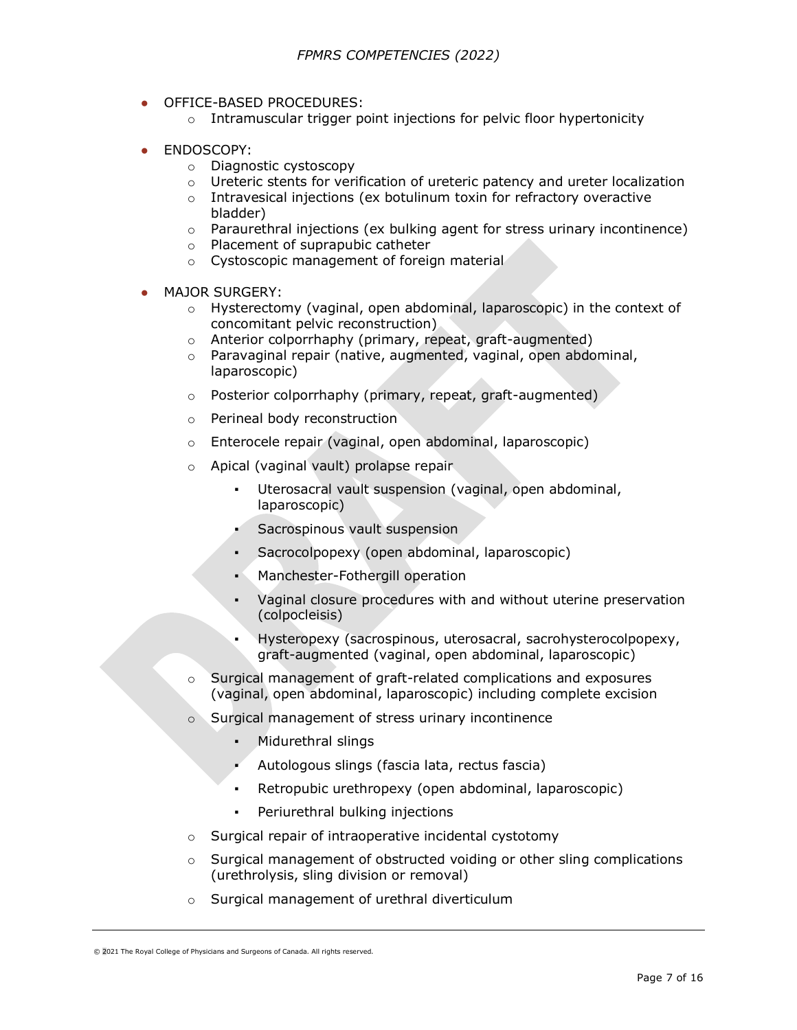- OFFICE-BASED PROCEDURES:
  - Intramuscular trigger point injections for pelvic floor hypertonicity

- ENDOSCOPY:
  - Diagnostic cystoscopy
  - Ureteric stents for verification of ureteric patency and ureter localization
  - Intravesical injections (ex botulinum toxin for refractory overactive bladder)
  - Paraurethral injections (ex bulking agent for stress urinary incontinence)
  - Placement of suprapubic catheter
  - Cystoscopic management of foreign material

- MAJOR SURGERY:
  - Hysterectomy (vaginal, open abdominal, laparoscopic) in the context of concomitant pelvic reconstruction)
  - Anterior colporrhaphy (primary, repeat, graft-augmented)
  - Paravaginal repair (native, augmented, vaginal, open abdominal, laparoscopic)
  - Posterior colporrhaphy (primary, repeat, graft-augmented)
  - Perineal body reconstruction
  - Enterocele repair (vaginal, open abdominal, laparoscopic)
  - Apical (vaginal vault) prolapse repair
    - Uterosacral vault suspension (vaginal, open abdominal, laparoscopic)
    - Sacrospinous vault suspension
    - Sacrocolpopexy (open abdominal, laparoscopic)
    - Manchester-Fothergill operation
    - Vaginal closure procedures with and without uterine preservation (colpocleisis)
    - Hysteropexy (sacrospinous, uterosacral, sacrohysterocolpopexy, graft-augmented (vaginal, open abdominal, laparoscopic)
  - Surgical management of graft-related complications and exposures (vaginal, open abdominal, laparoscopic) including complete excision
  - Surgical management of stress urinary incontinence
    - Midurethral slings
    - Autologous slings (fascia lata, rectus fascia)
    - Retropubic urethropexy (open abdominal, laparoscopic)
    - Periurethral bulking injections
  - Surgical repair of intraoperative incidental cystotomy
  - Surgical management of obstructed voiding or other sling complications (urethrolysis, sling division or removal)
  - Surgical management of urethral diverticulum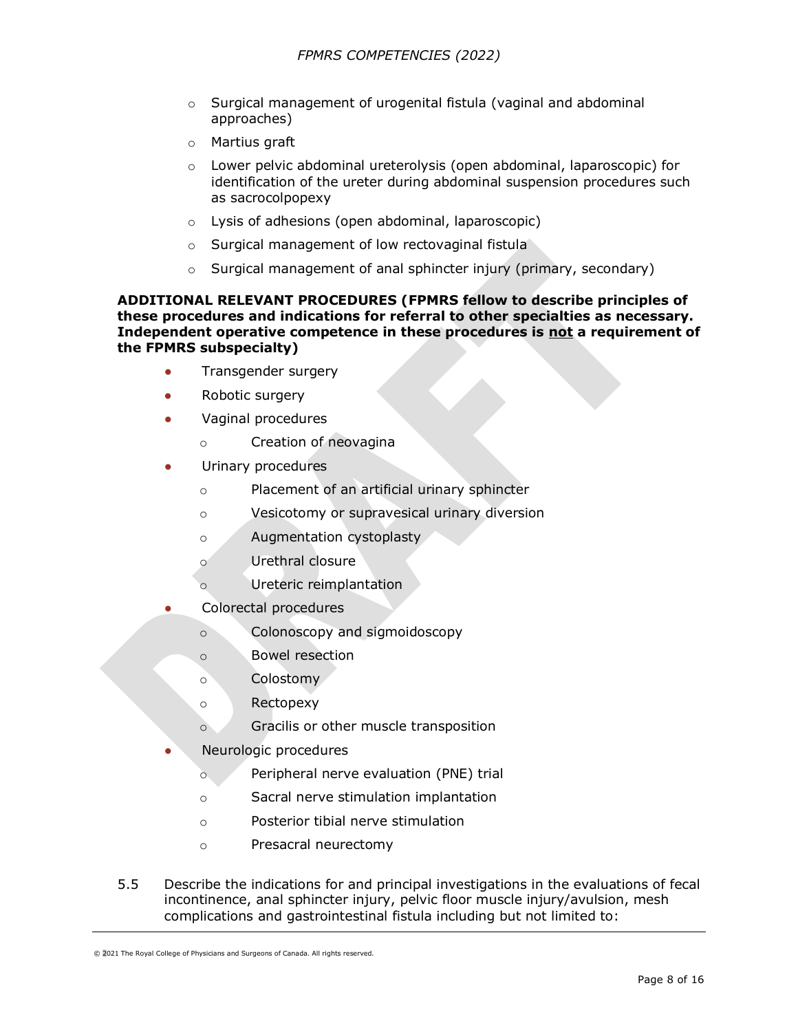- Surgical management of urogenital fistula (vaginal and abdominal approaches)
- Martius graft
- Lower pelvic abdominal ureterolysis (open abdominal, laparoscopic) for identification of the ureter during abdominal suspension procedures such as sacrocolpopexy
- Lysis of adhesions (open abdominal, laparoscopic)
- Surgical management of low rectovaginal fistula
- Surgical management of anal sphincter injury (primary, secondary)

**ADDITIONAL RELEVANT PROCEDURES (FPMRS fellow to describe principles of these procedures and indications for referral to other specialties as necessary. Independent operative competence in these procedures is <u>not</u> a requirement of the FPMRS subspecialty)**

- Transgender surgery
- Robotic surgery
- Vaginal procedures
  - Creation of neovagina
- Urinary procedures
  - Placement of an artificial urinary sphincter
  - Vesicotomy or supravesical urinary diversion
  - Augmentation cystoplasty
  - Urethral closure
  - Ureteric reimplantation
- Colorectal procedures
  - Colonoscopy and sigmoidoscopy
  - Bowel resection
  - Colostomy
  - Rectopexy
  - Gracilis or other muscle transposition
- Neurologic procedures
  - Peripheral nerve evaluation (PNE) trial
  - Sacral nerve stimulation implantation
  - Posterior tibial nerve stimulation
  - Presacral neurectomy

5.5 Describe the indications for and principal investigations in the evaluations of fecal incontinence, anal sphincter injury, pelvic floor muscle injury/avulsion, mesh complications and gastrointestinal fistula including but not limited to: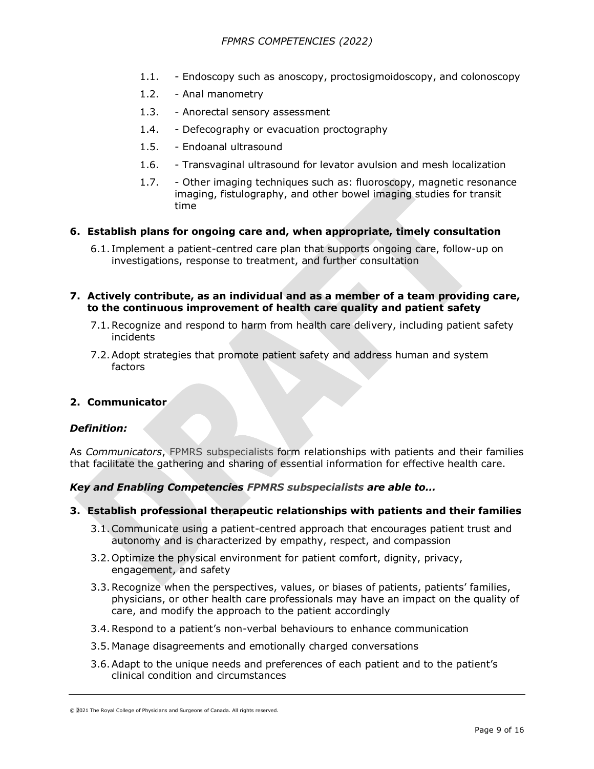1.1. - Endoscopy such as anoscopy, proctosigmoidoscopy, and colonoscopy

1.2. - Anal manometry

1.3. - Anorectal sensory assessment

1.4. - Defecography or evacuation proctography

1.5. - Endoanal ultrasound

1.6. - Transvaginal ultrasound for levator avulsion and mesh localization

1.7. - Other imaging techniques such as: fluoroscopy, magnetic resonance imaging, fistulography, and other bowel imaging studies for transit time

**6. Establish plans for ongoing care and, when appropriate, timely consultation**

6.1. Implement a patient-centred care plan that supports ongoing care, follow-up on investigations, response to treatment, and further consultation

**7. Actively contribute, as an individual and as a member of a team providing care, to the continuous improvement of health care quality and patient safety**

7.1. Recognize and respond to harm from health care delivery, including patient safety incidents

7.2. Adopt strategies that promote patient safety and address human and system factors

## 2. Communicator

***Definition:***

As *Communicators*, FPMRS subspecialists form relationships with patients and their families that facilitate the gathering and sharing of essential information for effective health care.

***Key and Enabling Competencies FPMRS subspecialists are able to…***

**3. Establish professional therapeutic relationships with patients and their families**

3.1. Communicate using a patient-centred approach that encourages patient trust and autonomy and is characterized by empathy, respect, and compassion

3.2. Optimize the physical environment for patient comfort, dignity, privacy, engagement, and safety

3.3. Recognize when the perspectives, values, or biases of patients, patients' families, physicians, or other health care professionals may have an impact on the quality of care, and modify the approach to the patient accordingly

3.4. Respond to a patient's non-verbal behaviours to enhance communication

3.5. Manage disagreements and emotionally charged conversations

3.6. Adapt to the unique needs and preferences of each patient and to the patient's clinical condition and circumstances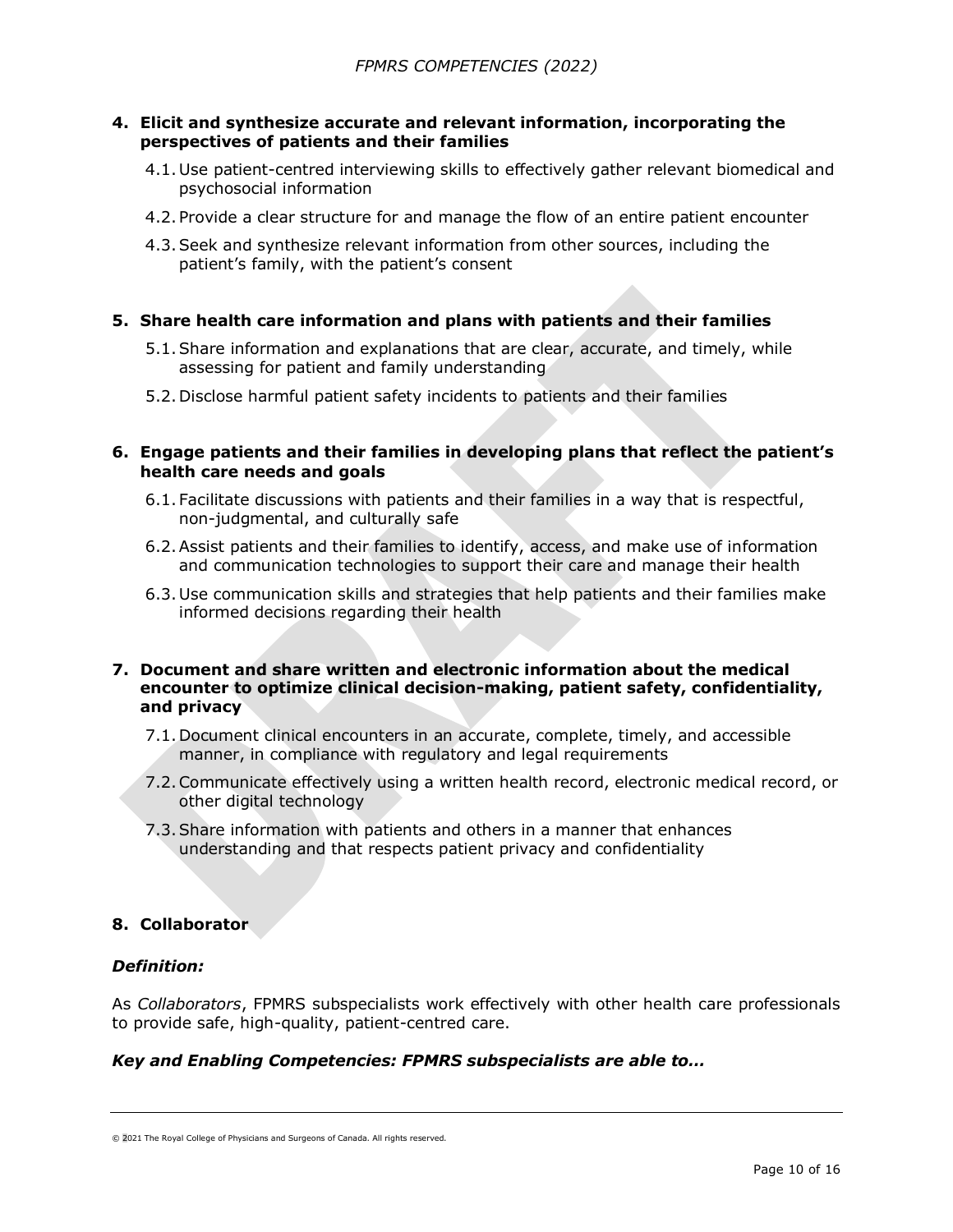**4. Elicit and synthesize accurate and relevant information, incorporating the perspectives of patients and their families**

4.1. Use patient-centred interviewing skills to effectively gather relevant biomedical and psychosocial information

4.2. Provide a clear structure for and manage the flow of an entire patient encounter

4.3. Seek and synthesize relevant information from other sources, including the patient's family, with the patient's consent

**5. Share health care information and plans with patients and their families**

5.1. Share information and explanations that are clear, accurate, and timely, while assessing for patient and family understanding

5.2. Disclose harmful patient safety incidents to patients and their families

**6. Engage patients and their families in developing plans that reflect the patient's health care needs and goals**

6.1. Facilitate discussions with patients and their families in a way that is respectful, non-judgmental, and culturally safe

6.2. Assist patients and their families to identify, access, and make use of information and communication technologies to support their care and manage their health

6.3. Use communication skills and strategies that help patients and their families make informed decisions regarding their health

**7. Document and share written and electronic information about the medical encounter to optimize clinical decision-making, patient safety, confidentiality, and privacy**

7.1. Document clinical encounters in an accurate, complete, timely, and accessible manner, in compliance with regulatory and legal requirements

7.2. Communicate effectively using a written health record, electronic medical record, or other digital technology

7.3. Share information with patients and others in a manner that enhances understanding and that respects patient privacy and confidentiality

## 8. Collaborator

***Definition:***

As *Collaborators*, FPMRS subspecialists work effectively with other health care professionals to provide safe, high-quality, patient-centred care.

***Key and Enabling Competencies: FPMRS subspecialists are able to…***

© 2021 The Royal College of Physicians and Surgeons of Canada. All rights reserved.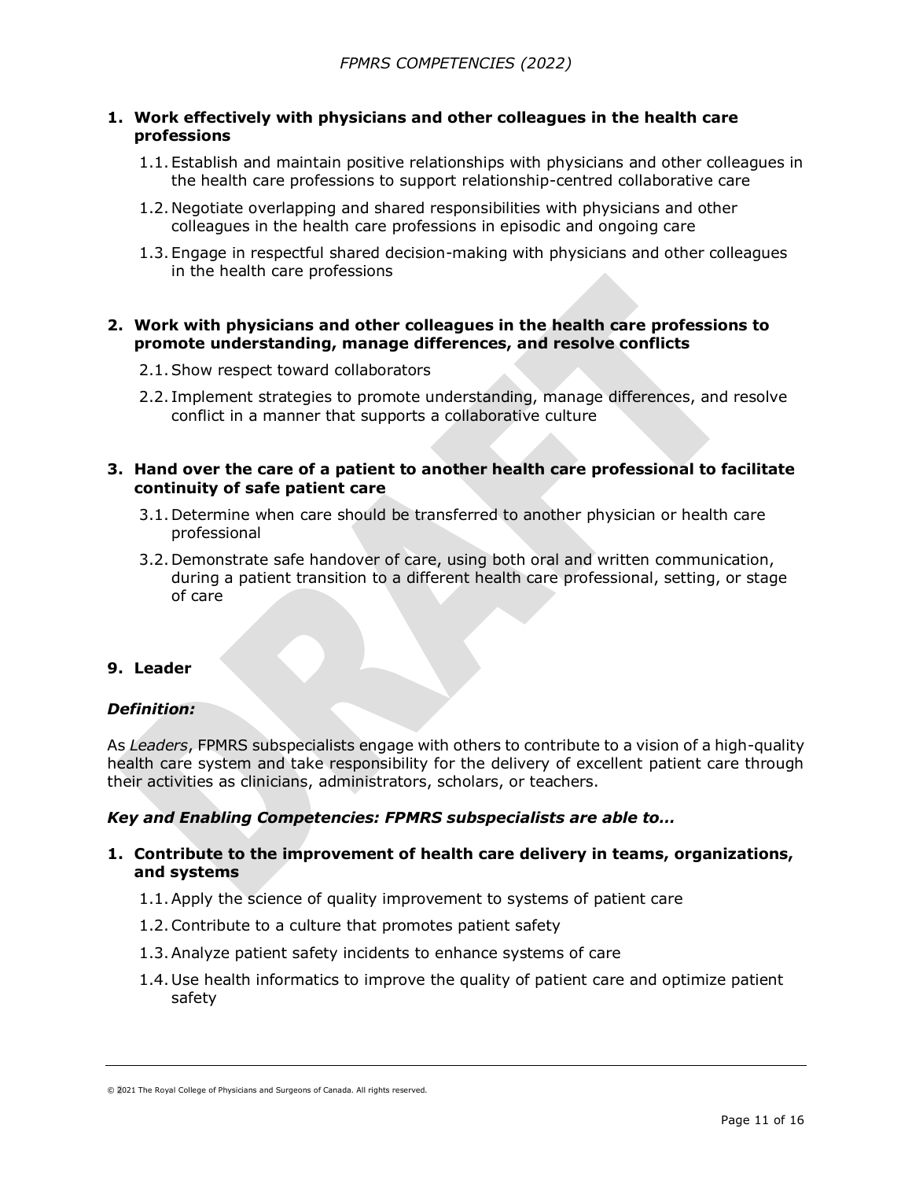1. **Work effectively with physicians and other colleagues in the health care professions**

    1.1. Establish and maintain positive relationships with physicians and other colleagues in the health care professions to support relationship-centred collaborative care

    1.2. Negotiate overlapping and shared responsibilities with physicians and other colleagues in the health care professions in episodic and ongoing care

    1.3. Engage in respectful shared decision-making with physicians and other colleagues in the health care professions

2. **Work with physicians and other colleagues in the health care professions to promote understanding, manage differences, and resolve conflicts**

    2.1. Show respect toward collaborators

    2.2. Implement strategies to promote understanding, manage differences, and resolve conflict in a manner that supports a collaborative culture

3. **Hand over the care of a patient to another health care professional to facilitate continuity of safe patient care**

    3.1. Determine when care should be transferred to another physician or health care professional

    3.2. Demonstrate safe handover of care, using both oral and written communication, during a patient transition to a different health care professional, setting, or stage of care

## 9. Leader

***Definition:***

As *Leaders*, FPMRS subspecialists engage with others to contribute to a vision of a high-quality health care system and take responsibility for the delivery of excellent patient care through their activities as clinicians, administrators, scholars, or teachers.

***Key and Enabling Competencies: FPMRS subspecialists are able to…***

1. **Contribute to the improvement of health care delivery in teams, organizations, and systems**

    1.1. Apply the science of quality improvement to systems of patient care

    1.2. Contribute to a culture that promotes patient safety

    1.3. Analyze patient safety incidents to enhance systems of care

    1.4. Use health informatics to improve the quality of patient care and optimize patient safety

© 2021 The Royal College of Physicians and Surgeons of Canada. All rights reserved.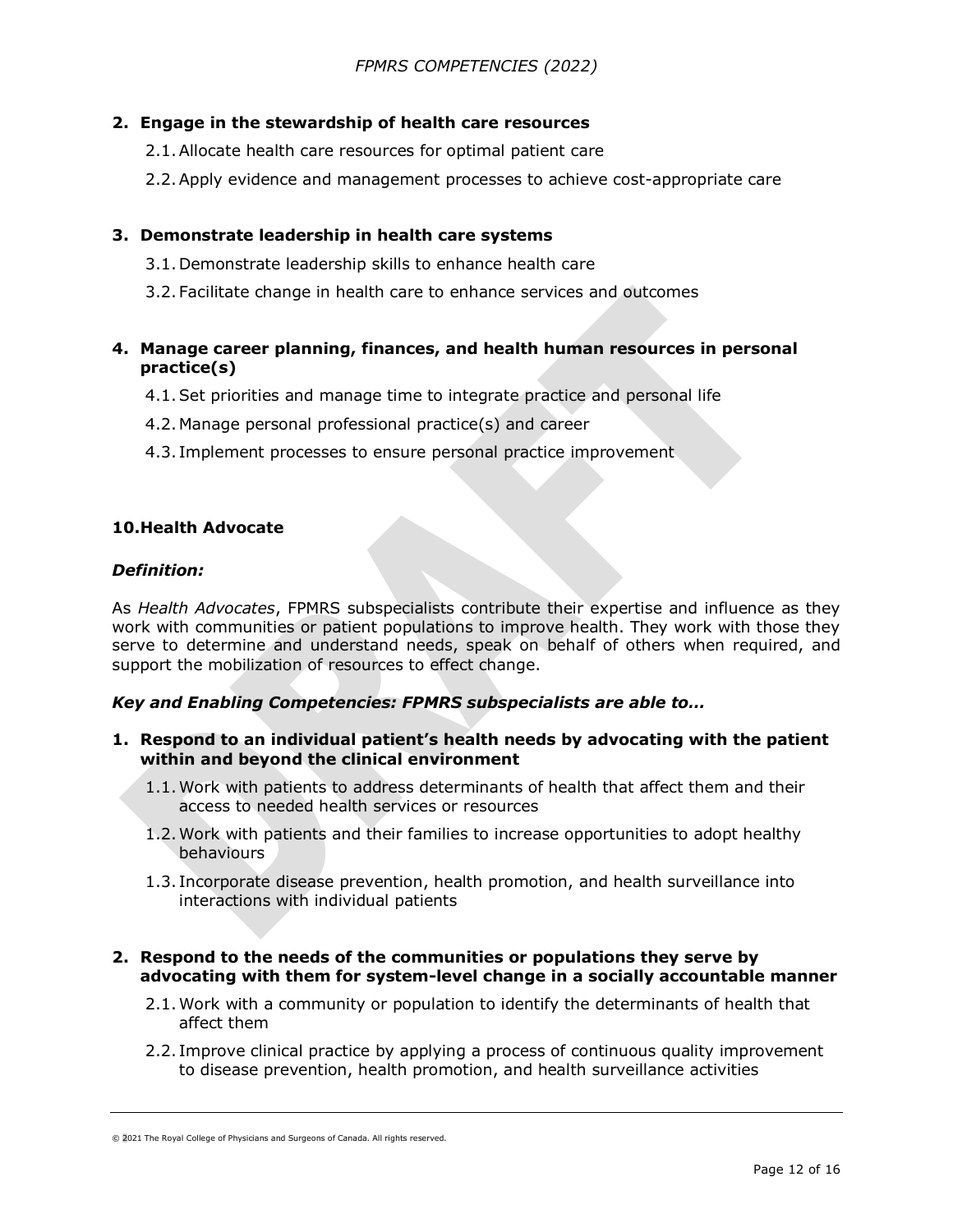2. **Engage in the stewardship of health care resources**

    2.1. Allocate health care resources for optimal patient care

    2.2. Apply evidence and management processes to achieve cost-appropriate care

3. **Demonstrate leadership in health care systems**

    3.1. Demonstrate leadership skills to enhance health care

    3.2. Facilitate change in health care to enhance services and outcomes

4. **Manage career planning, finances, and health human resources in personal practice(s)**

    4.1. Set priorities and manage time to integrate practice and personal life

    4.2. Manage personal professional practice(s) and career

    4.3. Implement processes to ensure personal practice improvement

## 10. Health Advocate

***Definition:***

As *Health Advocates*, FPMRS subspecialists contribute their expertise and influence as they work with communities or patient populations to improve health. They work with those they serve to determine and understand needs, speak on behalf of others when required, and support the mobilization of resources to effect change.

***Key and Enabling Competencies: FPMRS subspecialists are able to…***

1. **Respond to an individual patient's health needs by advocating with the patient within and beyond the clinical environment**

    1.1. Work with patients to address determinants of health that affect them and their access to needed health services or resources

    1.2. Work with patients and their families to increase opportunities to adopt healthy behaviours

    1.3. Incorporate disease prevention, health promotion, and health surveillance into interactions with individual patients

2. **Respond to the needs of the communities or populations they serve by advocating with them for system-level change in a socially accountable manner**

    2.1. Work with a community or population to identify the determinants of health that affect them

    2.2. Improve clinical practice by applying a process of continuous quality improvement to disease prevention, health promotion, and health surveillance activities

© 2021 The Royal College of Physicians and Surgeons of Canada. All rights reserved.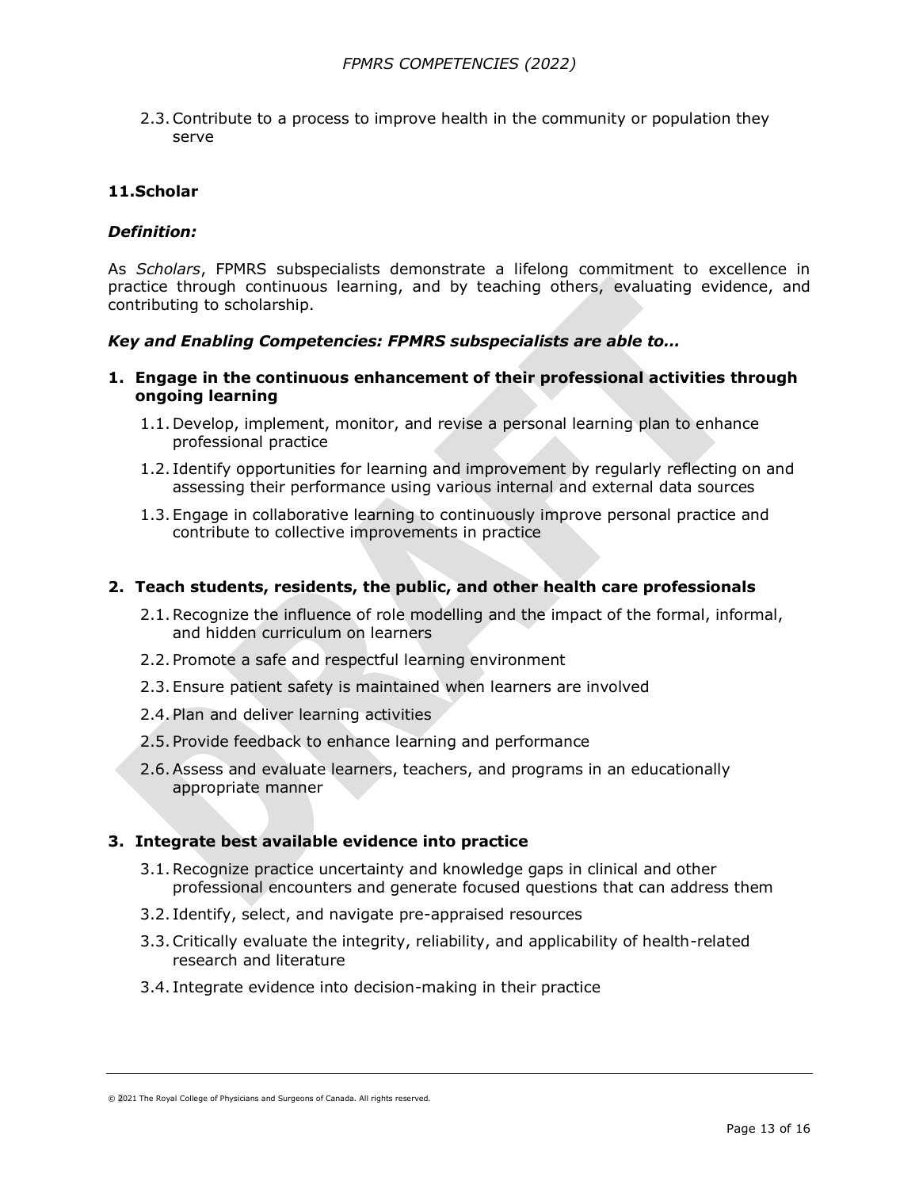2.3. Contribute to a process to improve health in the community or population they serve

## 11. Scholar

### *Definition:*

As *Scholars*, FPMRS subspecialists demonstrate a lifelong commitment to excellence in practice through continuous learning, and by teaching others, evaluating evidence, and contributing to scholarship.

### *Key and Enabling Competencies: FPMRS subspecialists are able to…*

**1. Engage in the continuous enhancement of their professional activities through ongoing learning**

1.1. Develop, implement, monitor, and revise a personal learning plan to enhance professional practice

1.2. Identify opportunities for learning and improvement by regularly reflecting on and assessing their performance using various internal and external data sources

1.3. Engage in collaborative learning to continuously improve personal practice and contribute to collective improvements in practice

**2. Teach students, residents, the public, and other health care professionals**

2.1. Recognize the influence of role modelling and the impact of the formal, informal, and hidden curriculum on learners

2.2. Promote a safe and respectful learning environment

2.3. Ensure patient safety is maintained when learners are involved

2.4. Plan and deliver learning activities

2.5. Provide feedback to enhance learning and performance

2.6. Assess and evaluate learners, teachers, and programs in an educationally appropriate manner

**3. Integrate best available evidence into practice**

3.1. Recognize practice uncertainty and knowledge gaps in clinical and other professional encounters and generate focused questions that can address them

3.2. Identify, select, and navigate pre-appraised resources

3.3. Critically evaluate the integrity, reliability, and applicability of health-related research and literature

3.4. Integrate evidence into decision-making in their practice

© 2021 The Royal College of Physicians and Surgeons of Canada. All rights reserved.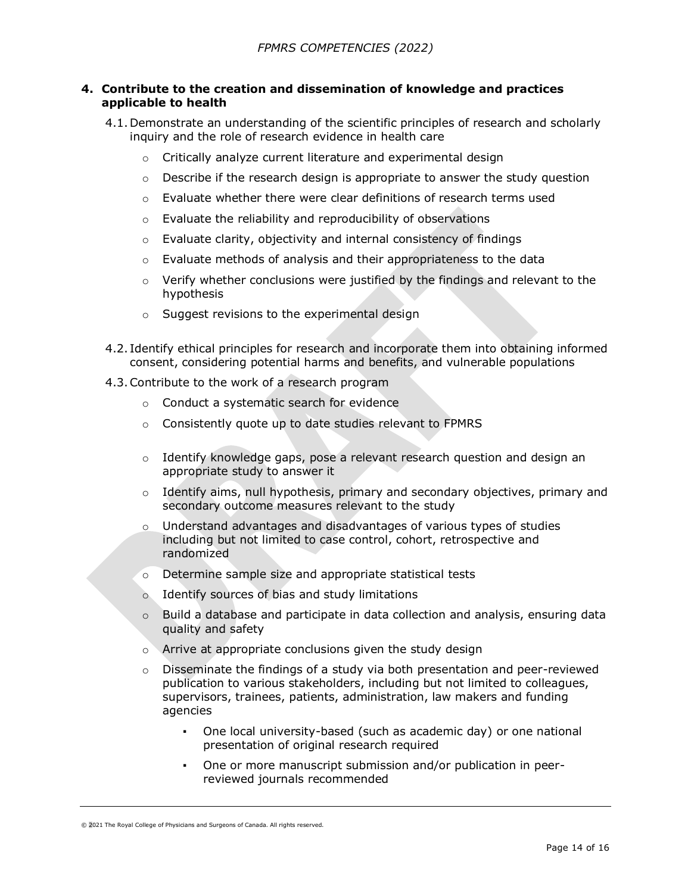**4. Contribute to the creation and dissemination of knowledge and practices applicable to health**

4.1. Demonstrate an understanding of the scientific principles of research and scholarly inquiry and the role of research evidence in health care

- Critically analyze current literature and experimental design
- Describe if the research design is appropriate to answer the study question
- Evaluate whether there were clear definitions of research terms used
- Evaluate the reliability and reproducibility of observations
- Evaluate clarity, objectivity and internal consistency of findings
- Evaluate methods of analysis and their appropriateness to the data
- Verify whether conclusions were justified by the findings and relevant to the hypothesis
- Suggest revisions to the experimental design

4.2. Identify ethical principles for research and incorporate them into obtaining informed consent, considering potential harms and benefits, and vulnerable populations

4.3. Contribute to the work of a research program

- Conduct a systematic search for evidence
- Consistently quote up to date studies relevant to FPMRS
- Identify knowledge gaps, pose a relevant research question and design an appropriate study to answer it
- Identify aims, null hypothesis, primary and secondary objectives, primary and secondary outcome measures relevant to the study
- Understand advantages and disadvantages of various types of studies including but not limited to case control, cohort, retrospective and randomized
- Determine sample size and appropriate statistical tests
- Identify sources of bias and study limitations
- Build a database and participate in data collection and analysis, ensuring data quality and safety
- Arrive at appropriate conclusions given the study design
- Disseminate the findings of a study via both presentation and peer-reviewed publication to various stakeholders, including but not limited to colleagues, supervisors, trainees, patients, administration, law makers and funding agencies
  - One local university-based (such as academic day) or one national presentation of original research required
  - One or more manuscript submission and/or publication in peer-reviewed journals recommended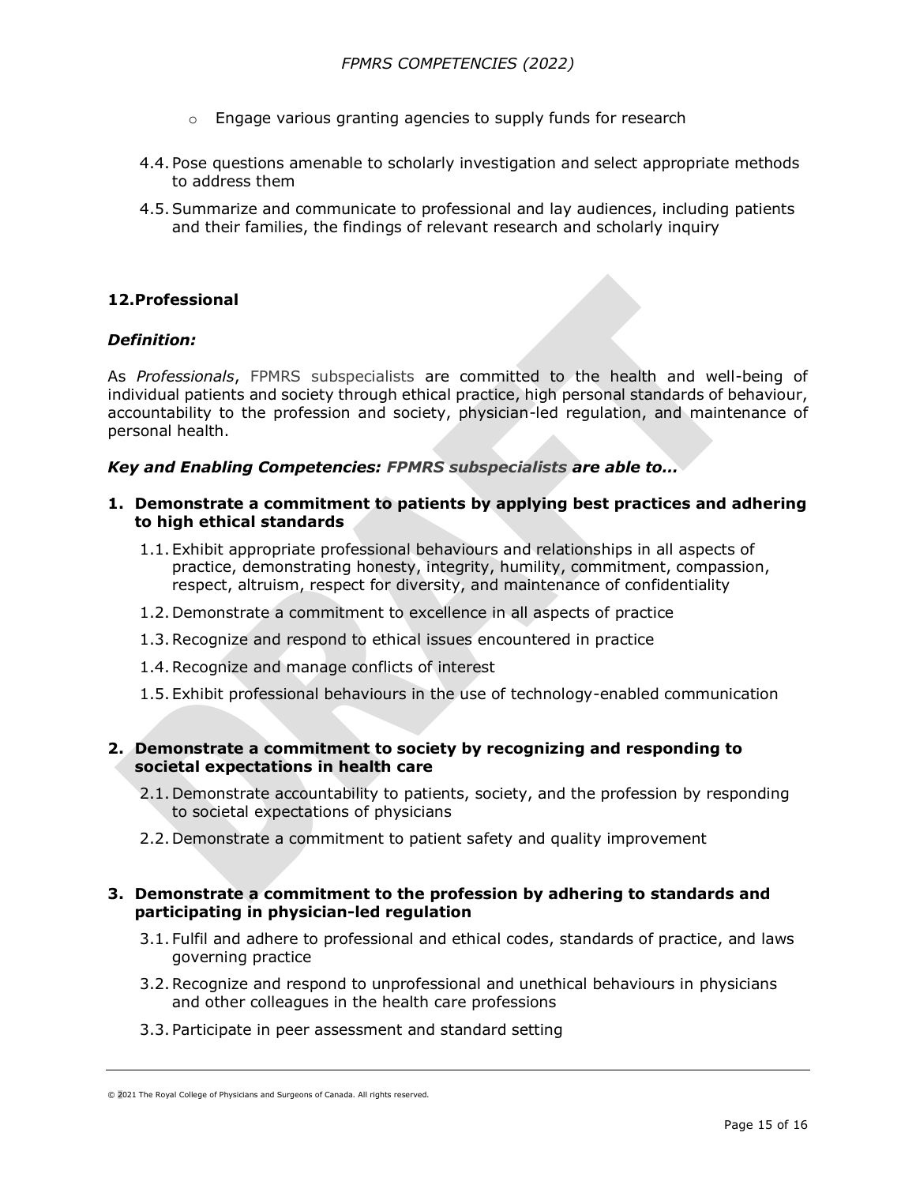- Engage various granting agencies to supply funds for research

4.4. Pose questions amenable to scholarly investigation and select appropriate methods to address them

4.5. Summarize and communicate to professional and lay audiences, including patients and their families, the findings of relevant research and scholarly inquiry

## 12. Professional

### *Definition:*

As *Professionals*, FPMRS subspecialists are committed to the health and well-being of individual patients and society through ethical practice, high personal standards of behaviour, accountability to the profession and society, physician-led regulation, and maintenance of personal health.

### *Key and Enabling Competencies: FPMRS subspecialists are able to…*

**1. Demonstrate a commitment to patients by applying best practices and adhering to high ethical standards**

1.1. Exhibit appropriate professional behaviours and relationships in all aspects of practice, demonstrating honesty, integrity, humility, commitment, compassion, respect, altruism, respect for diversity, and maintenance of confidentiality

1.2. Demonstrate a commitment to excellence in all aspects of practice

1.3. Recognize and respond to ethical issues encountered in practice

1.4. Recognize and manage conflicts of interest

1.5. Exhibit professional behaviours in the use of technology-enabled communication

**2. Demonstrate a commitment to society by recognizing and responding to societal expectations in health care**

2.1. Demonstrate accountability to patients, society, and the profession by responding to societal expectations of physicians

2.2. Demonstrate a commitment to patient safety and quality improvement

**3. Demonstrate a commitment to the profession by adhering to standards and participating in physician-led regulation**

3.1. Fulfil and adhere to professional and ethical codes, standards of practice, and laws governing practice

3.2. Recognize and respond to unprofessional and unethical behaviours in physicians and other colleagues in the health care professions

3.3. Participate in peer assessment and standard setting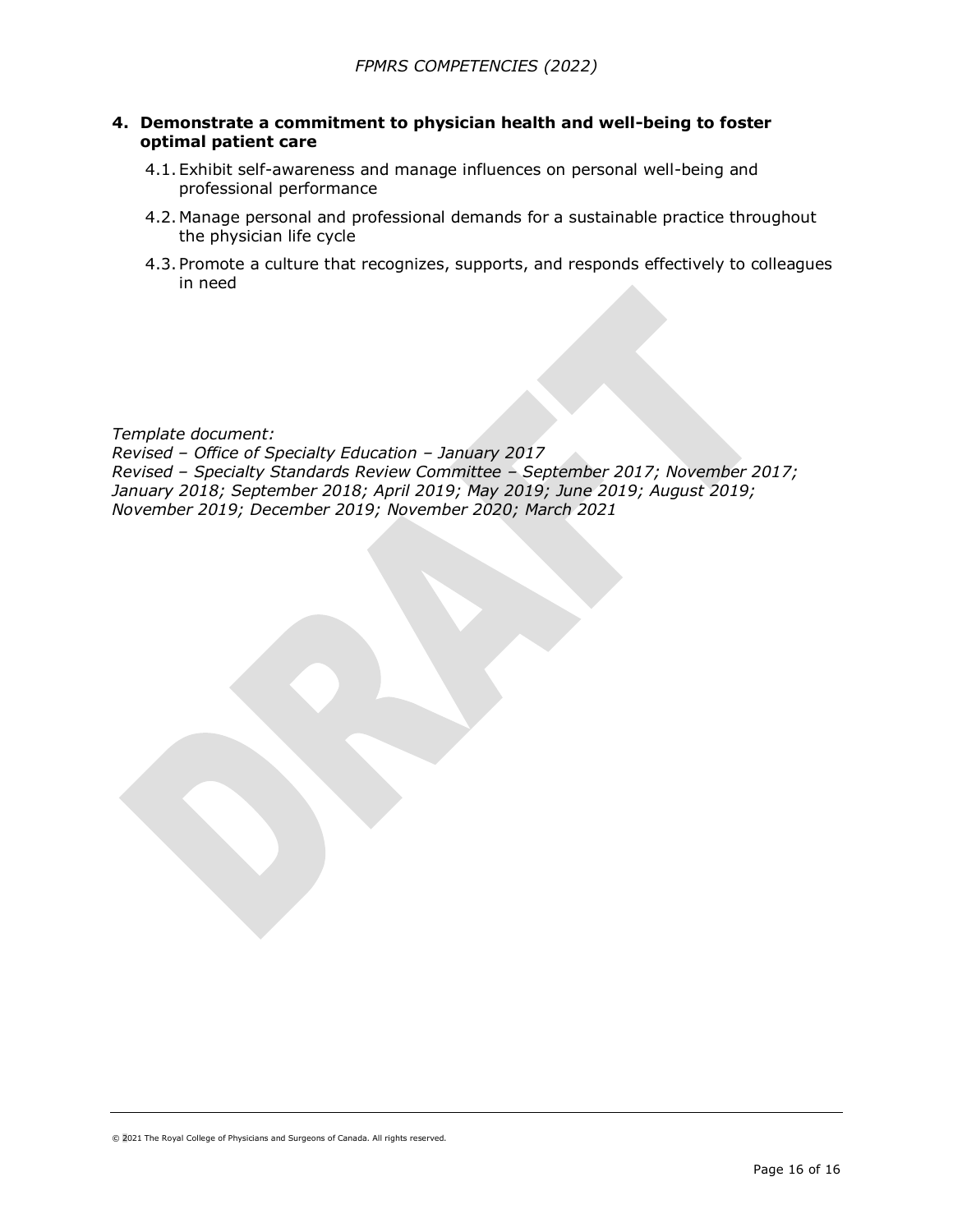4. **Demonstrate a commitment to physician health and well-being to foster optimal patient care**
    4.1. Exhibit self-awareness and manage influences on personal well-being and professional performance
    4.2. Manage personal and professional demands for a sustainable practice throughout the physician life cycle
    4.3. Promote a culture that recognizes, supports, and responds effectively to colleagues in need

*Template document:*
*Revised – Office of Specialty Education – January 2017*
*Revised – Specialty Standards Review Committee – September 2017; November 2017; January 2018; September 2018; April 2019; May 2019; June 2019; August 2019; November 2019; December 2019; November 2020; March 2021*

© 2021 The Royal College of Physicians and Surgeons of Canada. All rights reserved.